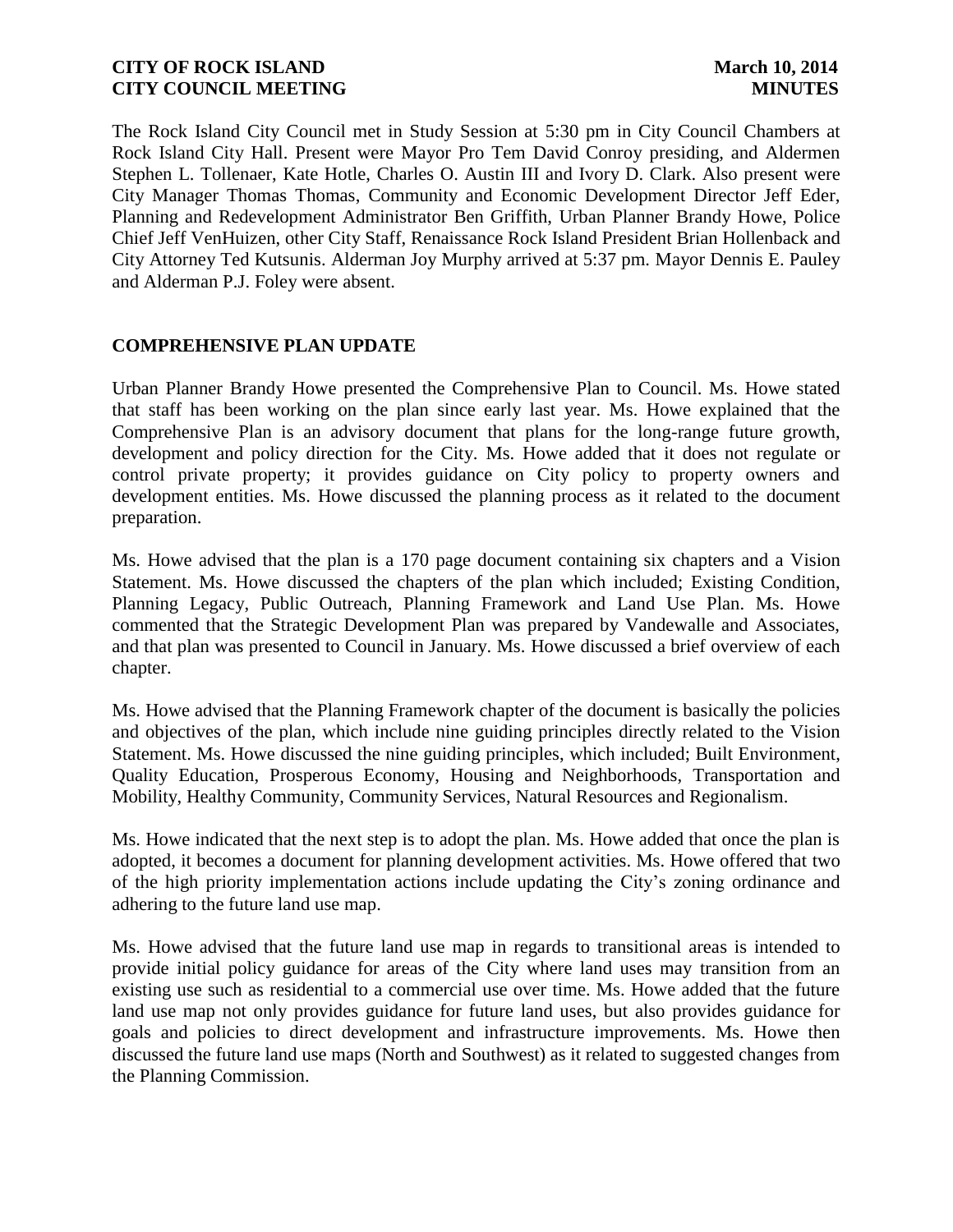The Rock Island City Council met in Study Session at 5:30 pm in City Council Chambers at Rock Island City Hall. Present were Mayor Pro Tem David Conroy presiding, and Aldermen Stephen L. Tollenaer, Kate Hotle, Charles O. Austin III and Ivory D. Clark. Also present were City Manager Thomas Thomas, Community and Economic Development Director Jeff Eder, Planning and Redevelopment Administrator Ben Griffith, Urban Planner Brandy Howe, Police Chief Jeff VenHuizen, other City Staff, Renaissance Rock Island President Brian Hollenback and City Attorney Ted Kutsunis. Alderman Joy Murphy arrived at 5:37 pm. Mayor Dennis E. Pauley and Alderman P.J. Foley were absent.

## COMPREHENSIVE PLAN UPDATE

Urban Planner Brandy Howe presented the Comprehensive Plan to Council. Ms. Howe stated that staff has been working on the plan since early last year. Ms. Howe explained that the Comprehensive Plan is an advisory document that plans for the long-range future growth, development and policy direction for the City. Ms. Howe added that it does not regulate or control private property; it provides guidance on City policy to property owners and development entities. Ms. Howe discussed the planning process as it related to the document preparation.

Ms. Howe advised that the plan is a 170 page document containing six chapters and a Vision Statement. Ms. Howe discussed the chapters of the plan which included; Existing Condition, Planning Legacy, Public Outreach, Planning Framework and Land Use Plan. Ms. Howe commented that the Strategic Development Plan was prepared by Vandewalle and Associates, and that plan was presented to Council in January. Ms. Howe discussed a brief overview of each chapter.

Ms. Howe advised that the Planning Framework chapter of the document is basically the policies and objectives of the plan, which include nine guiding principles directly related to the Vision Statement. Ms. Howe discussed the nine guiding principles, which included; Built Environment, Quality Education, Prosperous Economy, Housing and Neighborhoods, Transportation and Mobility, Healthy Community, Community Services, Natural Resources and Regionalism.

Ms. Howe indicated that the next step is to adopt the plan. Ms. Howe added that once the plan is adopted, it becomes a document for planning development activities. Ms. Howe offered that two of the high priority implementation actions include updating the City's zoning ordinance and adhering to the future land use map.

Ms. Howe advised that the future land use map in regards to transitional areas is intended to provide initial policy guidance for areas of the City where land uses may transition from an existing use such as residential to a commercial use over time. Ms. Howe added that the future land use map not only provides guidance for future land uses, but also provides guidance for goals and policies to direct development and infrastructure improvements. Ms. Howe then discussed the future land use maps (North and Southwest) as it related to suggested changes from the Planning Commission.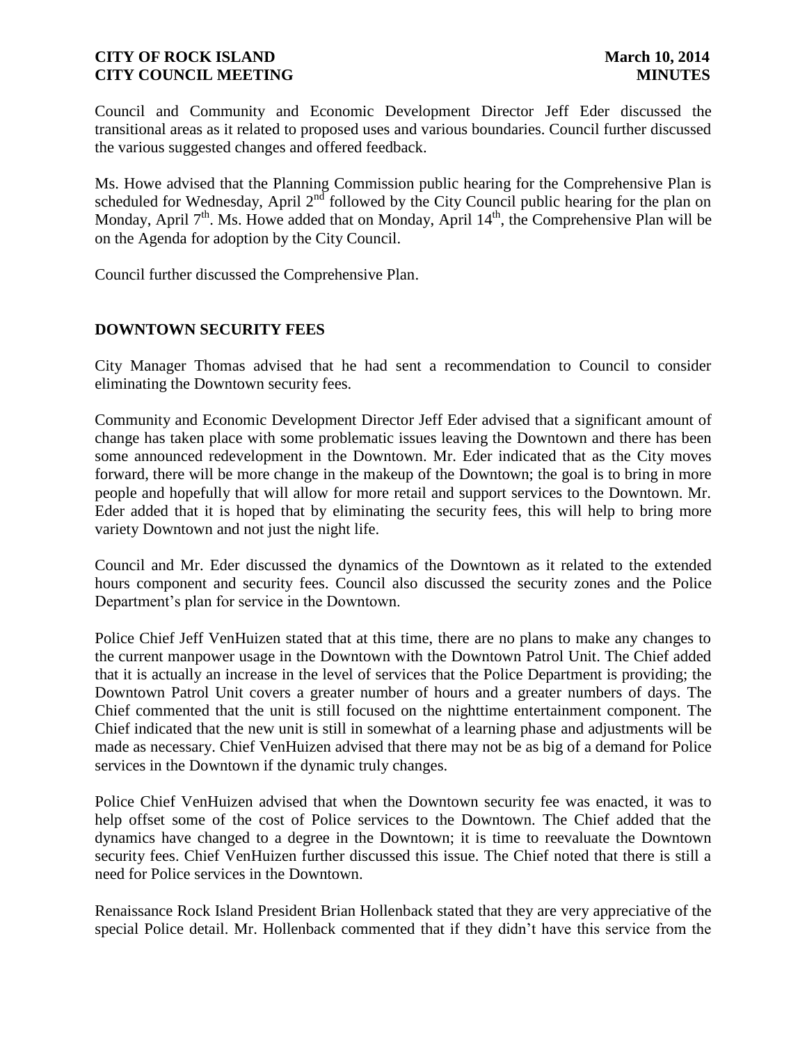Council and Community and Economic Development Director Jeff Eder discussed the transitional areas as it related to proposed uses and various boundaries. Council further discussed the various suggested changes and offered feedback.

Ms. Howe advised that the Planning Commission public hearing for the Comprehensive Plan is scheduled for Wednesday, April 2nd followed by the City Council public hearing for the plan on Monday, April 7th. Ms. Howe added that on Monday, April 14th, the Comprehensive Plan will be on the Agenda for adoption by the City Council.

Council further discussed the Comprehensive Plan.

## DOWNTOWN SECURITY FEES

City Manager Thomas advised that he had sent a recommendation to Council to consider eliminating the Downtown security fees.

Community and Economic Development Director Jeff Eder advised that a significant amount of change has taken place with some problematic issues leaving the Downtown and there has been some announced redevelopment in the Downtown. Mr. Eder indicated that as the City moves forward, there will be more change in the makeup of the Downtown; the goal is to bring in more people and hopefully that will allow for more retail and support services to the Downtown. Mr. Eder added that it is hoped that by eliminating the security fees, this will help to bring more variety Downtown and not just the night life.

Council and Mr. Eder discussed the dynamics of the Downtown as it related to the extended hours component and security fees. Council also discussed the security zones and the Police Department's plan for service in the Downtown.

Police Chief Jeff VenHuizen stated that at this time, there are no plans to make any changes to the current manpower usage in the Downtown with the Downtown Patrol Unit. The Chief added that it is actually an increase in the level of services that the Police Department is providing; the Downtown Patrol Unit covers a greater number of hours and a greater numbers of days. The Chief commented that the unit is still focused on the nighttime entertainment component. The Chief indicated that the new unit is still in somewhat of a learning phase and adjustments will be made as necessary. Chief VenHuizen advised that there may not be as big of a demand for Police services in the Downtown if the dynamic truly changes.

Police Chief VenHuizen advised that when the Downtown security fee was enacted, it was to help offset some of the cost of Police services to the Downtown. The Chief added that the dynamics have changed to a degree in the Downtown; it is time to reevaluate the Downtown security fees. Chief VenHuizen further discussed this issue. The Chief noted that there is still a need for Police services in the Downtown.

Renaissance Rock Island President Brian Hollenback stated that they are very appreciative of the special Police detail. Mr. Hollenback commented that if they didn't have this service from the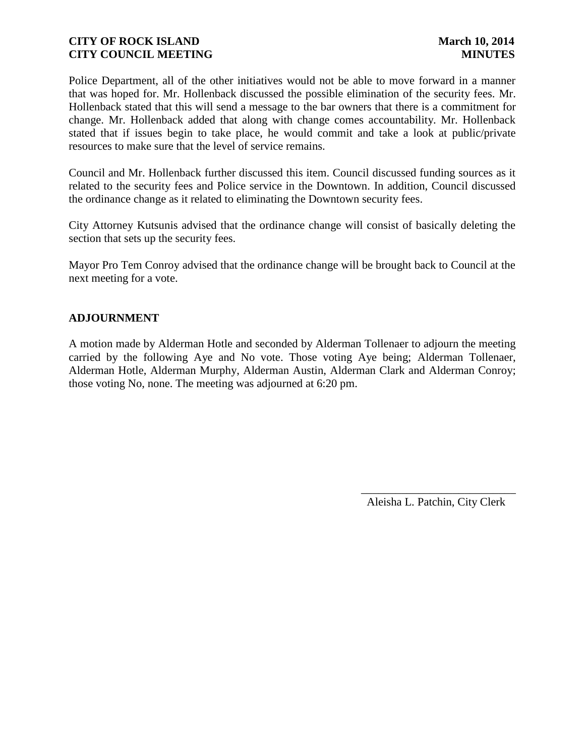Police Department, all of the other initiatives would not be able to move forward in a manner that was hoped for. Mr. Hollenback discussed the possible elimination of the security fees. Mr. Hollenback stated that this will send a message to the bar owners that there is a commitment for change. Mr. Hollenback added that along with change comes accountability. Mr. Hollenback stated that if issues begin to take place, he would commit and take a look at public/private resources to make sure that the level of service remains.

Council and Mr. Hollenback further discussed this item. Council discussed funding sources as it related to the security fees and Police service in the Downtown. In addition, Council discussed the ordinance change as it related to eliminating the Downtown security fees.

City Attorney Kutsunis advised that the ordinance change will consist of basically deleting the section that sets up the security fees.

Mayor Pro Tem Conroy advised that the ordinance change will be brought back to Council at the next meeting for a vote.

## ADJOURNMENT

A motion made by Alderman Hotle and seconded by Alderman Tollenaer to adjourn the meeting carried by the following Aye and No vote. Those voting Aye being; Alderman Tollenaer, Alderman Hotle, Alderman Murphy, Alderman Austin, Alderman Clark and Alderman Conroy; those voting No, none. The meeting was adjourned at 6:20 pm.

\_\_\_\_\_\_\_\_\_\_\_\_\_\_\_\_\_\_\_\_\_\_\_\_\_\_\_

Aleisha L. Patchin, City Clerk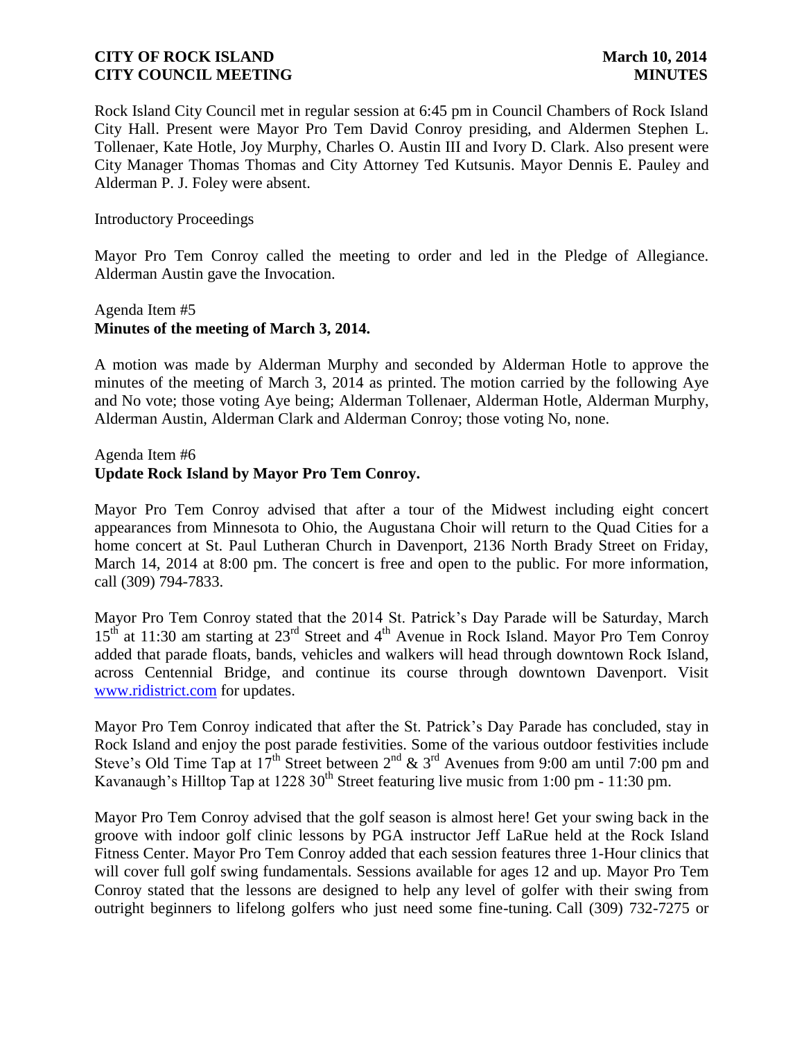Rock Island City Council met in regular session at 6:45 pm in Council Chambers of Rock Island City Hall. Present were Mayor Pro Tem David Conroy presiding, and Aldermen Stephen L. Tollenaer, Kate Hotle, Joy Murphy, Charles O. Austin III and Ivory D. Clark. Also present were City Manager Thomas Thomas and City Attorney Ted Kutsunis. Mayor Dennis E. Pauley and Alderman P. J. Foley were absent.

Introductory Proceedings

Mayor Pro Tem Conroy called the meeting to order and led in the Pledge of Allegiance. Alderman Austin gave the Invocation.

Agenda Item #5
**Minutes of the meeting of March 3, 2014.**

A motion was made by Alderman Murphy and seconded by Alderman Hotle to approve the minutes of the meeting of March 3, 2014 as printed. The motion carried by the following Aye and No vote; those voting Aye being; Alderman Tollenaer, Alderman Hotle, Alderman Murphy, Alderman Austin, Alderman Clark and Alderman Conroy; those voting No, none.

Agenda Item #6
**Update Rock Island by Mayor Pro Tem Conroy.**

Mayor Pro Tem Conroy advised that after a tour of the Midwest including eight concert appearances from Minnesota to Ohio, the Augustana Choir will return to the Quad Cities for a home concert at St. Paul Lutheran Church in Davenport, 2136 North Brady Street on Friday, March 14, 2014 at 8:00 pm. The concert is free and open to the public. For more information, call (309) 794-7833.

Mayor Pro Tem Conroy stated that the 2014 St. Patrick's Day Parade will be Saturday, March 15th at 11:30 am starting at 23rd Street and 4th Avenue in Rock Island. Mayor Pro Tem Conroy added that parade floats, bands, vehicles and walkers will head through downtown Rock Island, across Centennial Bridge, and continue its course through downtown Davenport. Visit www.ridistrict.com for updates.

Mayor Pro Tem Conroy indicated that after the St. Patrick's Day Parade has concluded, stay in Rock Island and enjoy the post parade festivities. Some of the various outdoor festivities include Steve's Old Time Tap at 17th Street between 2nd & 3rd Avenues from 9:00 am until 7:00 pm and Kavanaugh's Hilltop Tap at 1228 30th Street featuring live music from 1:00 pm - 11:30 pm.

Mayor Pro Tem Conroy advised that the golf season is almost here! Get your swing back in the groove with indoor golf clinic lessons by PGA instructor Jeff LaRue held at the Rock Island Fitness Center. Mayor Pro Tem Conroy added that each session features three 1-Hour clinics that will cover full golf swing fundamentals. Sessions available for ages 12 and up. Mayor Pro Tem Conroy stated that the lessons are designed to help any level of golfer with their swing from outright beginners to lifelong golfers who just need some fine-tuning. Call (309) 732-7275 or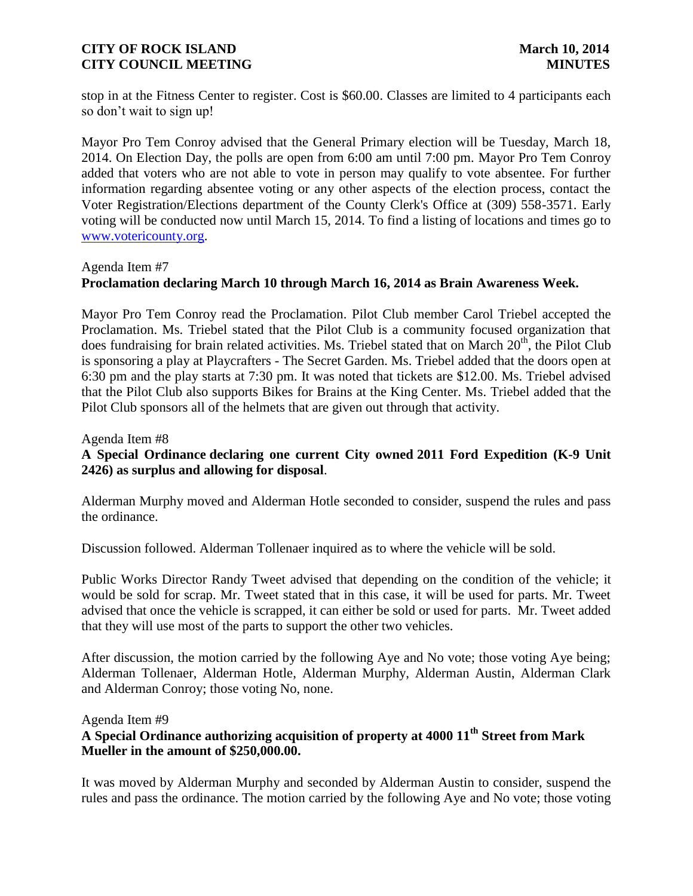stop in at the Fitness Center to register. Cost is $60.00. Classes are limited to 4 participants each so don't wait to sign up!

Mayor Pro Tem Conroy advised that the General Primary election will be Tuesday, March 18, 2014. On Election Day, the polls are open from 6:00 am until 7:00 pm. Mayor Pro Tem Conroy added that voters who are not able to vote in person may qualify to vote absentee. For further information regarding absentee voting or any other aspects of the election process, contact the Voter Registration/Elections department of the County Clerk's Office at (309) 558-3571. Early voting will be conducted now until March 15, 2014. To find a listing of locations and times go to www.votericounty.org.

Agenda Item #7
**Proclamation declaring March 10 through March 16, 2014 as Brain Awareness Week.**

Mayor Pro Tem Conroy read the Proclamation. Pilot Club member Carol Triebel accepted the Proclamation. Ms. Triebel stated that the Pilot Club is a community focused organization that does fundraising for brain related activities. Ms. Triebel stated that on March 20th, the Pilot Club is sponsoring a play at Playcrafters - The Secret Garden. Ms. Triebel added that the doors open at 6:30 pm and the play starts at 7:30 pm. It was noted that tickets are $12.00. Ms. Triebel advised that the Pilot Club also supports Bikes for Brains at the King Center. Ms. Triebel added that the Pilot Club sponsors all of the helmets that are given out through that activity.

Agenda Item #8
**A Special Ordinance declaring one current City owned 2011 Ford Expedition (K-9 Unit 2426) as surplus and allowing for disposal.**

Alderman Murphy moved and Alderman Hotle seconded to consider, suspend the rules and pass the ordinance.

Discussion followed. Alderman Tollenaer inquired as to where the vehicle will be sold.

Public Works Director Randy Tweet advised that depending on the condition of the vehicle; it would be sold for scrap. Mr. Tweet stated that in this case, it will be used for parts. Mr. Tweet advised that once the vehicle is scrapped, it can either be sold or used for parts. Mr. Tweet added that they will use most of the parts to support the other two vehicles.

After discussion, the motion carried by the following Aye and No vote; those voting Aye being; Alderman Tollenaer, Alderman Hotle, Alderman Murphy, Alderman Austin, Alderman Clark and Alderman Conroy; those voting No, none.

Agenda Item #9
**A Special Ordinance authorizing acquisition of property at 4000 11th Street from Mark Mueller in the amount of $250,000.00.**

It was moved by Alderman Murphy and seconded by Alderman Austin to consider, suspend the rules and pass the ordinance. The motion carried by the following Aye and No vote; those voting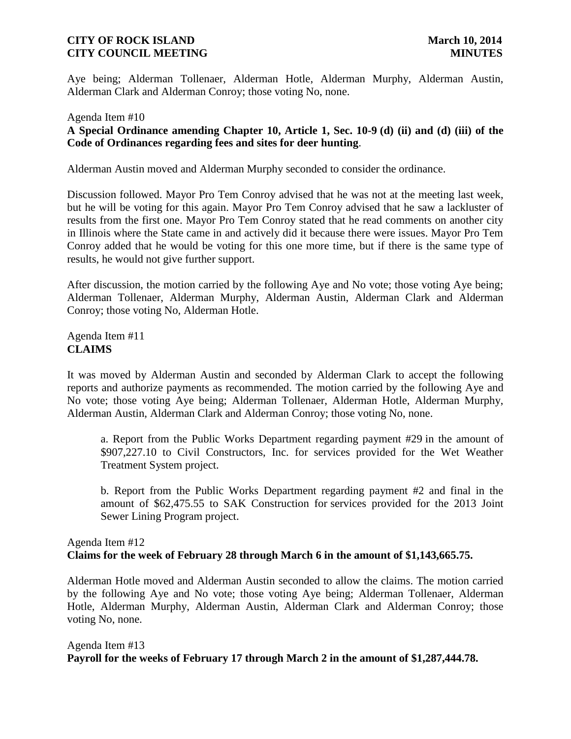Aye being; Alderman Tollenaer, Alderman Hotle, Alderman Murphy, Alderman Austin, Alderman Clark and Alderman Conroy; those voting No, none.

Agenda Item #10
**A Special Ordinance amending Chapter 10, Article 1, Sec. 10-9 (d) (ii) and (d) (iii) of the Code of Ordinances regarding fees and sites for deer hunting**.

Alderman Austin moved and Alderman Murphy seconded to consider the ordinance.

Discussion followed. Mayor Pro Tem Conroy advised that he was not at the meeting last week, but he will be voting for this again. Mayor Pro Tem Conroy advised that he saw a lackluster of results from the first one. Mayor Pro Tem Conroy stated that he read comments on another city in Illinois where the State came in and actively did it because there were issues. Mayor Pro Tem Conroy added that he would be voting for this one more time, but if there is the same type of results, he would not give further support.

After discussion, the motion carried by the following Aye and No vote; those voting Aye being; Alderman Tollenaer, Alderman Murphy, Alderman Austin, Alderman Clark and Alderman Conroy; those voting No, Alderman Hotle.

Agenda Item #11
**CLAIMS**

It was moved by Alderman Austin and seconded by Alderman Clark to accept the following reports and authorize payments as recommended. The motion carried by the following Aye and No vote; those voting Aye being; Alderman Tollenaer, Alderman Hotle, Alderman Murphy, Alderman Austin, Alderman Clark and Alderman Conroy; those voting No, none.

a. Report from the Public Works Department regarding payment #29 in the amount of $907,227.10 to Civil Constructors, Inc. for services provided for the Wet Weather Treatment System project.

b. Report from the Public Works Department regarding payment #2 and final in the amount of $62,475.55 to SAK Construction for services provided for the 2013 Joint Sewer Lining Program project.

Agenda Item #12
**Claims for the week of February 28 through March 6 in the amount of $1,143,665.75.**

Alderman Hotle moved and Alderman Austin seconded to allow the claims. The motion carried by the following Aye and No vote; those voting Aye being; Alderman Tollenaer, Alderman Hotle, Alderman Murphy, Alderman Austin, Alderman Clark and Alderman Conroy; those voting No, none.

Agenda Item #13
**Payroll for the weeks of February 17 through March 2 in the amount of $1,287,444.78.**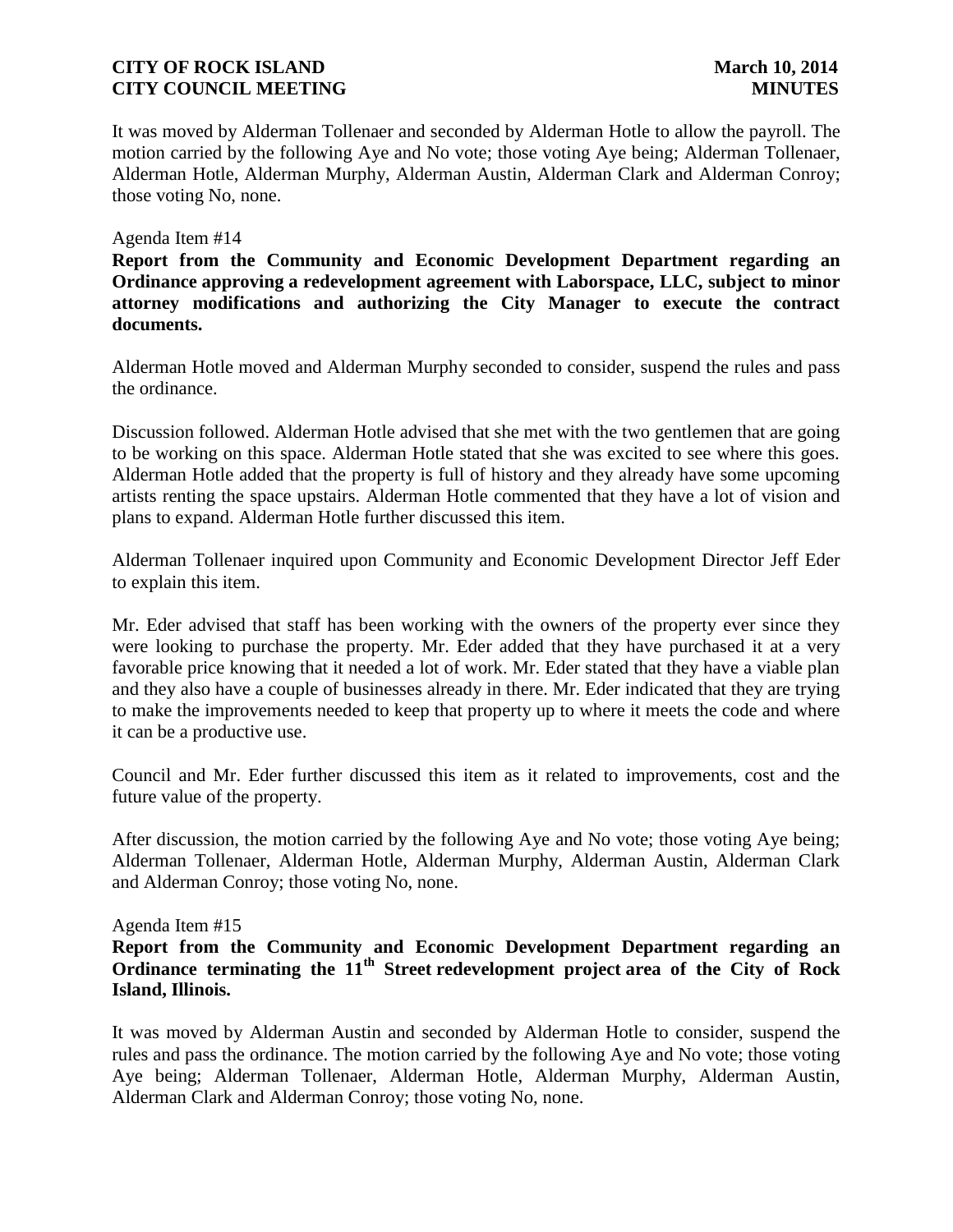It was moved by Alderman Tollenaer and seconded by Alderman Hotle to allow the payroll. The motion carried by the following Aye and No vote; those voting Aye being; Alderman Tollenaer, Alderman Hotle, Alderman Murphy, Alderman Austin, Alderman Clark and Alderman Conroy; those voting No, none.

Agenda Item #14

**Report from the Community and Economic Development Department regarding an Ordinance approving a redevelopment agreement with Laborspace, LLC, subject to minor attorney modifications and authorizing the City Manager to execute the contract documents.**

Alderman Hotle moved and Alderman Murphy seconded to consider, suspend the rules and pass the ordinance.

Discussion followed. Alderman Hotle advised that she met with the two gentlemen that are going to be working on this space. Alderman Hotle stated that she was excited to see where this goes. Alderman Hotle added that the property is full of history and they already have some upcoming artists renting the space upstairs. Alderman Hotle commented that they have a lot of vision and plans to expand. Alderman Hotle further discussed this item.

Alderman Tollenaer inquired upon Community and Economic Development Director Jeff Eder to explain this item.

Mr. Eder advised that staff has been working with the owners of the property ever since they were looking to purchase the property. Mr. Eder added that they have purchased it at a very favorable price knowing that it needed a lot of work. Mr. Eder stated that they have a viable plan and they also have a couple of businesses already in there. Mr. Eder indicated that they are trying to make the improvements needed to keep that property up to where it meets the code and where it can be a productive use.

Council and Mr. Eder further discussed this item as it related to improvements, cost and the future value of the property.

After discussion, the motion carried by the following Aye and No vote; those voting Aye being; Alderman Tollenaer, Alderman Hotle, Alderman Murphy, Alderman Austin, Alderman Clark and Alderman Conroy; those voting No, none.

Agenda Item #15

**Report from the Community and Economic Development Department regarding an Ordinance terminating the 11th Street redevelopment project area of the City of Rock Island, Illinois.**

It was moved by Alderman Austin and seconded by Alderman Hotle to consider, suspend the rules and pass the ordinance. The motion carried by the following Aye and No vote; those voting Aye being; Alderman Tollenaer, Alderman Hotle, Alderman Murphy, Alderman Austin, Alderman Clark and Alderman Conroy; those voting No, none.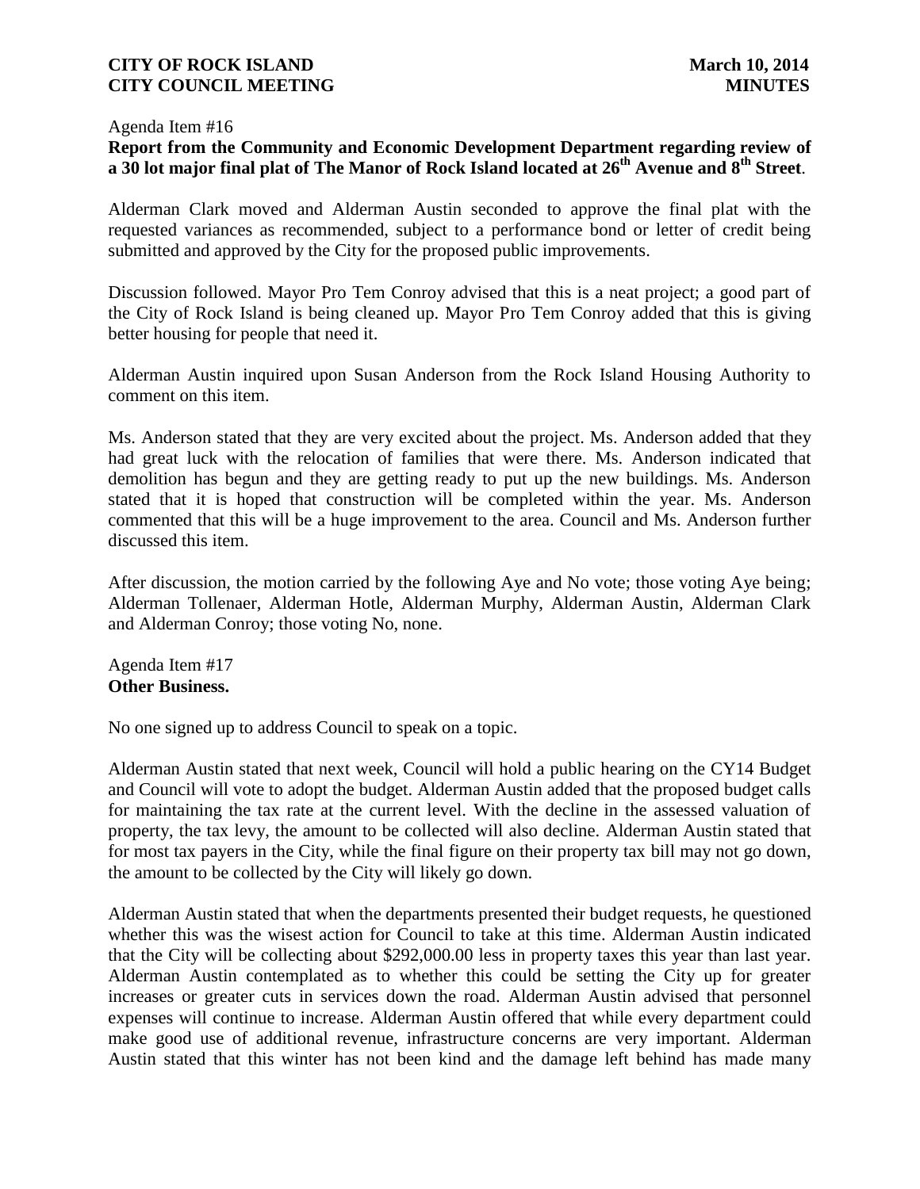Agenda Item #16

**Report from the Community and Economic Development Department regarding review of a 30 lot major final plat of The Manor of Rock Island located at 26th Avenue and 8th Street**.

Alderman Clark moved and Alderman Austin seconded to approve the final plat with the requested variances as recommended, subject to a performance bond or letter of credit being submitted and approved by the City for the proposed public improvements.

Discussion followed. Mayor Pro Tem Conroy advised that this is a neat project; a good part of the City of Rock Island is being cleaned up. Mayor Pro Tem Conroy added that this is giving better housing for people that need it.

Alderman Austin inquired upon Susan Anderson from the Rock Island Housing Authority to comment on this item.

Ms. Anderson stated that they are very excited about the project. Ms. Anderson added that they had great luck with the relocation of families that were there. Ms. Anderson indicated that demolition has begun and they are getting ready to put up the new buildings. Ms. Anderson stated that it is hoped that construction will be completed within the year. Ms. Anderson commented that this will be a huge improvement to the area. Council and Ms. Anderson further discussed this item.

After discussion, the motion carried by the following Aye and No vote; those voting Aye being; Alderman Tollenaer, Alderman Hotle, Alderman Murphy, Alderman Austin, Alderman Clark and Alderman Conroy; those voting No, none.

Agenda Item #17

**Other Business.**

No one signed up to address Council to speak on a topic.

Alderman Austin stated that next week, Council will hold a public hearing on the CY14 Budget and Council will vote to adopt the budget. Alderman Austin added that the proposed budget calls for maintaining the tax rate at the current level. With the decline in the assessed valuation of property, the tax levy, the amount to be collected will also decline. Alderman Austin stated that for most tax payers in the City, while the final figure on their property tax bill may not go down, the amount to be collected by the City will likely go down.

Alderman Austin stated that when the departments presented their budget requests, he questioned whether this was the wisest action for Council to take at this time. Alderman Austin indicated that the City will be collecting about $292,000.00 less in property taxes this year than last year. Alderman Austin contemplated as to whether this could be setting the City up for greater increases or greater cuts in services down the road. Alderman Austin advised that personnel expenses will continue to increase. Alderman Austin offered that while every department could make good use of additional revenue, infrastructure concerns are very important. Alderman Austin stated that this winter has not been kind and the damage left behind has made many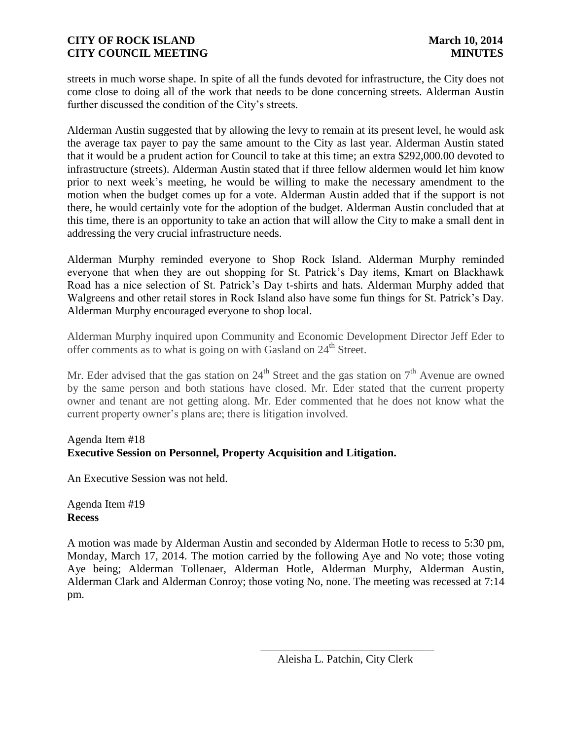streets in much worse shape. In spite of all the funds devoted for infrastructure, the City does not come close to doing all of the work that needs to be done concerning streets. Alderman Austin further discussed the condition of the City's streets.

Alderman Austin suggested that by allowing the levy to remain at its present level, he would ask the average tax payer to pay the same amount to the City as last year. Alderman Austin stated that it would be a prudent action for Council to take at this time; an extra $292,000.00 devoted to infrastructure (streets). Alderman Austin stated that if three fellow aldermen would let him know prior to next week's meeting, he would be willing to make the necessary amendment to the motion when the budget comes up for a vote. Alderman Austin added that if the support is not there, he would certainly vote for the adoption of the budget. Alderman Austin concluded that at this time, there is an opportunity to take an action that will allow the City to make a small dent in addressing the very crucial infrastructure needs.

Alderman Murphy reminded everyone to Shop Rock Island. Alderman Murphy reminded everyone that when they are out shopping for St. Patrick's Day items, Kmart on Blackhawk Road has a nice selection of St. Patrick's Day t-shirts and hats. Alderman Murphy added that Walgreens and other retail stores in Rock Island also have some fun things for St. Patrick's Day. Alderman Murphy encouraged everyone to shop local.

Alderman Murphy inquired upon Community and Economic Development Director Jeff Eder to offer comments as to what is going on with Gasland on 24th Street.

Mr. Eder advised that the gas station on 24th Street and the gas station on 7th Avenue are owned by the same person and both stations have closed. Mr. Eder stated that the current property owner and tenant are not getting along. Mr. Eder commented that he does not know what the current property owner's plans are; there is litigation involved.

Agenda Item #18
**Executive Session on Personnel, Property Acquisition and Litigation.**

An Executive Session was not held.

Agenda Item #19
**Recess**

A motion was made by Alderman Austin and seconded by Alderman Hotle to recess to 5:30 pm, Monday, March 17, 2014. The motion carried by the following Aye and No vote; those voting Aye being; Alderman Tollenaer, Alderman Hotle, Alderman Murphy, Alderman Austin, Alderman Clark and Alderman Conroy; those voting No, none. The meeting was recessed at 7:14 pm.

\_\_\_\_\_\_\_\_\_\_\_\_\_\_\_\_\_\_\_\_\_\_\_\_\_\_\_\_\_\_\_
Aleisha L. Patchin, City Clerk